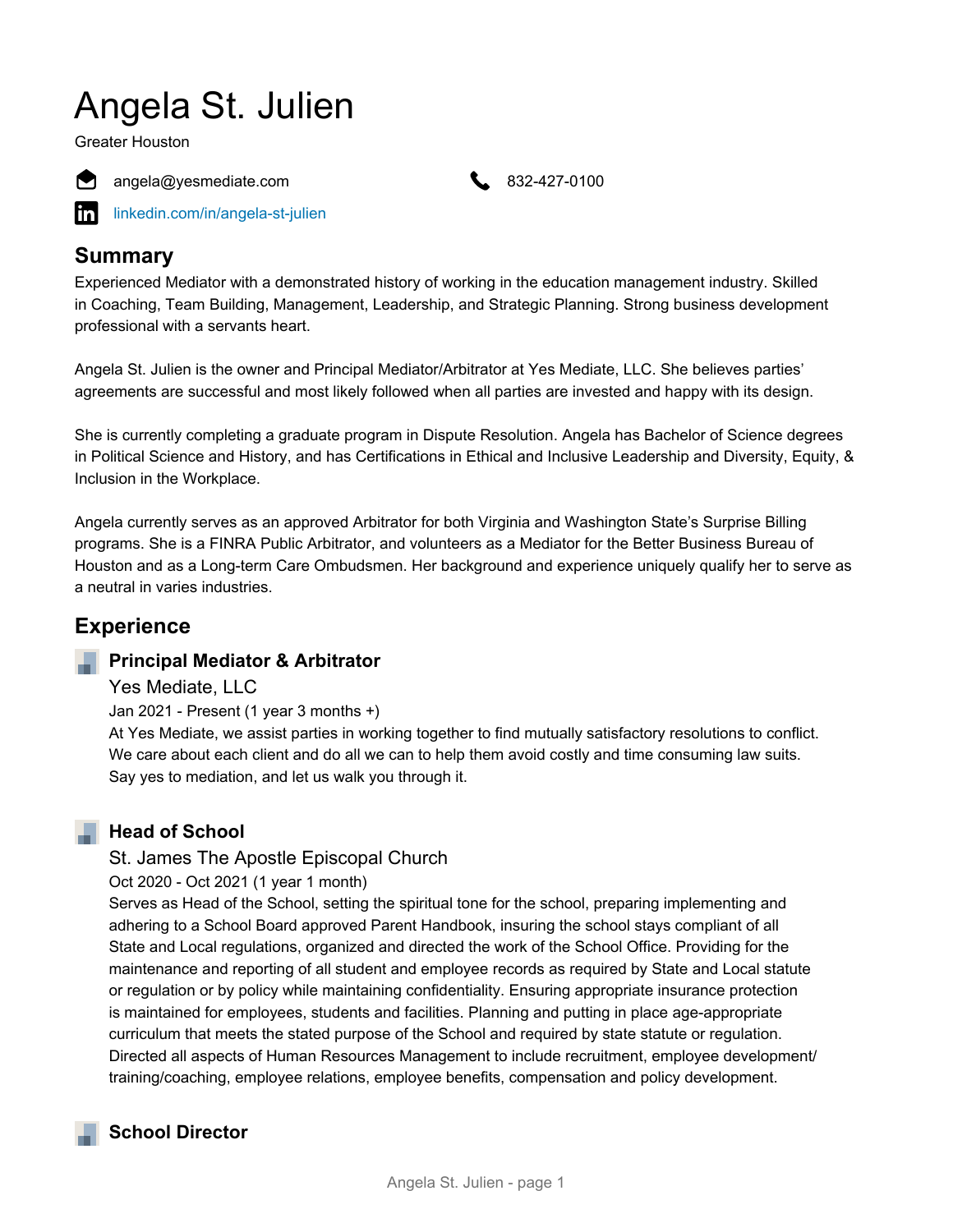# Angela St. Julien

Greater Houston

angela@yesmediate.com

832-427-0100

linkedin.com/in/angela-st-julien

## Summary

Experienced Mediator with a demonstrated history of working in the education management industry. Skilled in Coaching, Team Building, Management, Leadership, and Strategic Planning. Strong business development professional with a servants heart.

Angela St. Julien is the owner and Principal Mediator/Arbitrator at Yes Mediate, LLC. She believes parties' agreements are successful and most likely followed when all parties are invested and happy with its design.

She is currently completing a graduate program in Dispute Resolution. Angela has Bachelor of Science degrees in Political Science and History, and has Certifications in Ethical and Inclusive Leadership and Diversity, Equity, & Inclusion in the Workplace.

Angela currently serves as an approved Arbitrator for both Virginia and Washington State's Surprise Billing programs. She is a FINRA Public Arbitrator, and volunteers as a Mediator for the Better Business Bureau of Houston and as a Long-term Care Ombudsmen. Her background and experience uniquely qualify her to serve as a neutral in varies industries.

## Experience

### Principal Mediator & Arbitrator

Yes Mediate, LLC

Jan 2021 - Present (1 year 3 months +)

At Yes Mediate, we assist parties in working together to find mutually satisfactory resolutions to conflict. We care about each client and do all we can to help them avoid costly and time consuming law suits. Say yes to mediation, and let us walk you through it.

### Head of School

St. James The Apostle Episcopal Church

Oct 2020 - Oct 2021 (1 year 1 month)

Serves as Head of the School, setting the spiritual tone for the school, preparing implementing and adhering to a School Board approved Parent Handbook, insuring the school stays compliant of all State and Local regulations, organized and directed the work of the School Office. Providing for the maintenance and reporting of all student and employee records as required by State and Local statute or regulation or by policy while maintaining confidentiality. Ensuring appropriate insurance protection is maintained for employees, students and facilities. Planning and putting in place age-appropriate curriculum that meets the stated purpose of the School and required by state statute or regulation. Directed all aspects of Human Resources Management to include recruitment, employee development/training/coaching, employee relations, employee benefits, compensation and policy development.

### School Director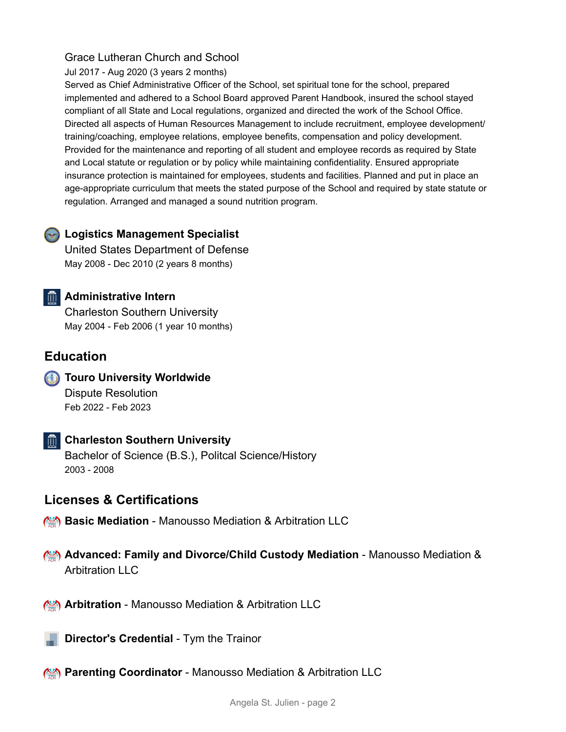Grace Lutheran Church and School

Jul 2017 - Aug 2020 (3 years 2 months)

Served as Chief Administrative Officer of the School, set spiritual tone for the school, prepared implemented and adhered to a School Board approved Parent Handbook, insured the school stayed compliant of all State and Local regulations, organized and directed the work of the School Office. Directed all aspects of Human Resources Management to include recruitment, employee development/ training/coaching, employee relations, employee benefits, compensation and policy development. Provided for the maintenance and reporting of all student and employee records as required by State and Local statute or regulation or by policy while maintaining confidentiality. Ensured appropriate insurance protection is maintained for employees, students and facilities. Planned and put in place an age-appropriate curriculum that meets the stated purpose of the School and required by state statute or regulation. Arranged and managed a sound nutrition program.

**Logistics Management Specialist**

United States Department of Defense

May 2008 - Dec 2010 (2 years 8 months)

**Administrative Intern**

Charleston Southern University

May 2004 - Feb 2006 (1 year 10 months)

## Education

**Touro University Worldwide**

Dispute Resolution

Feb 2022 - Feb 2023

**Charleston Southern University**

Bachelor of Science (B.S.), Politcal Science/History

2003 - 2008

## Licenses & Certifications

**Basic Mediation** - Manousso Mediation & Arbitration LLC

**Advanced: Family and Divorce/Child Custody Mediation** - Manousso Mediation & Arbitration LLC

**Arbitration** - Manousso Mediation & Arbitration LLC

**Director's Credential** - Tym the Trainor

**Parenting Coordinator** - Manousso Mediation & Arbitration LLC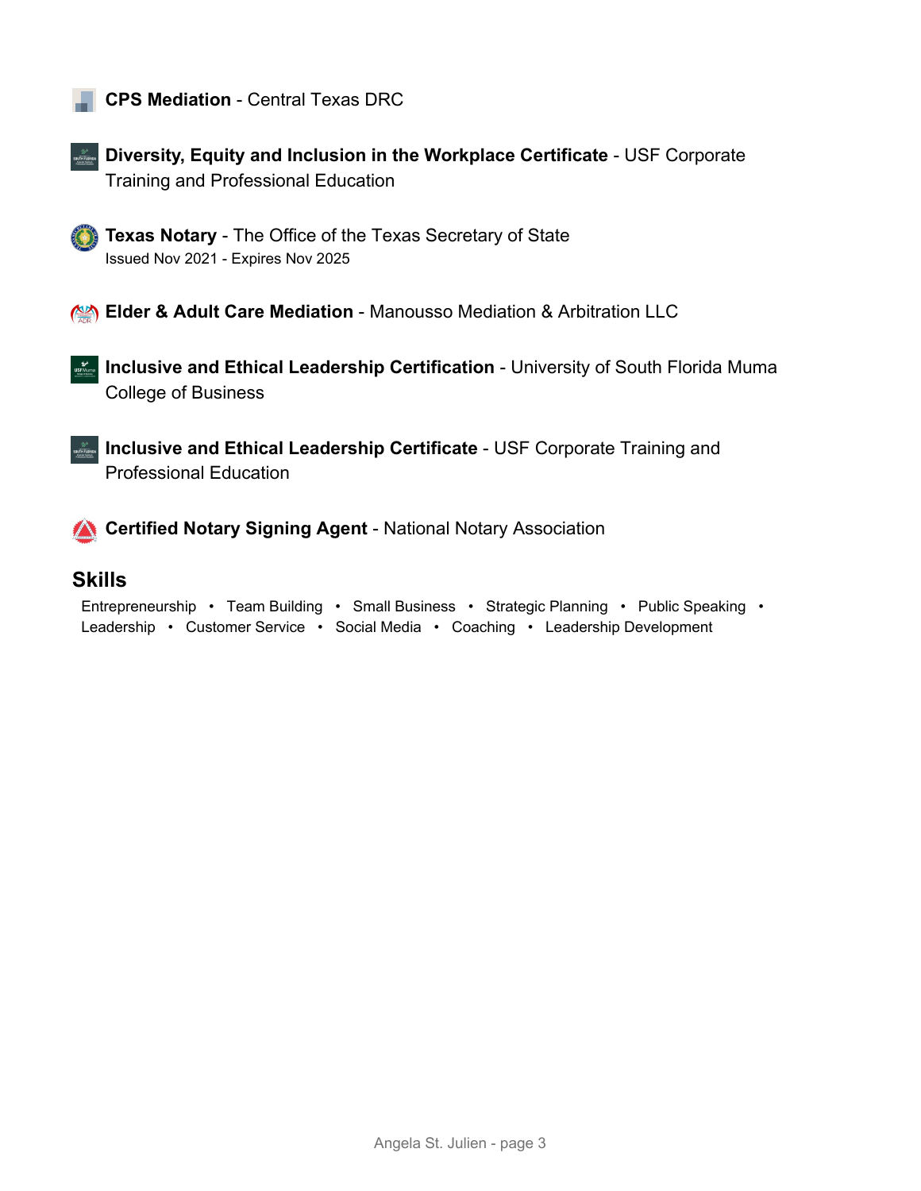**CPS Mediation** - Central Texas DRC

**Diversity, Equity and Inclusion in the Workplace Certificate** - USF Corporate Training and Professional Education

**Texas Notary** - The Office of the Texas Secretary of State
Issued Nov 2021 - Expires Nov 2025

**Elder & Adult Care Mediation** - Manousso Mediation & Arbitration LLC

**Inclusive and Ethical Leadership Certification** - University of South Florida Muma College of Business

**Inclusive and Ethical Leadership Certificate** - USF Corporate Training and Professional Education

**Certified Notary Signing Agent** - National Notary Association

## Skills

Entrepreneurship • Team Building • Small Business • Strategic Planning • Public Speaking • Leadership • Customer Service • Social Media • Coaching • Leadership Development